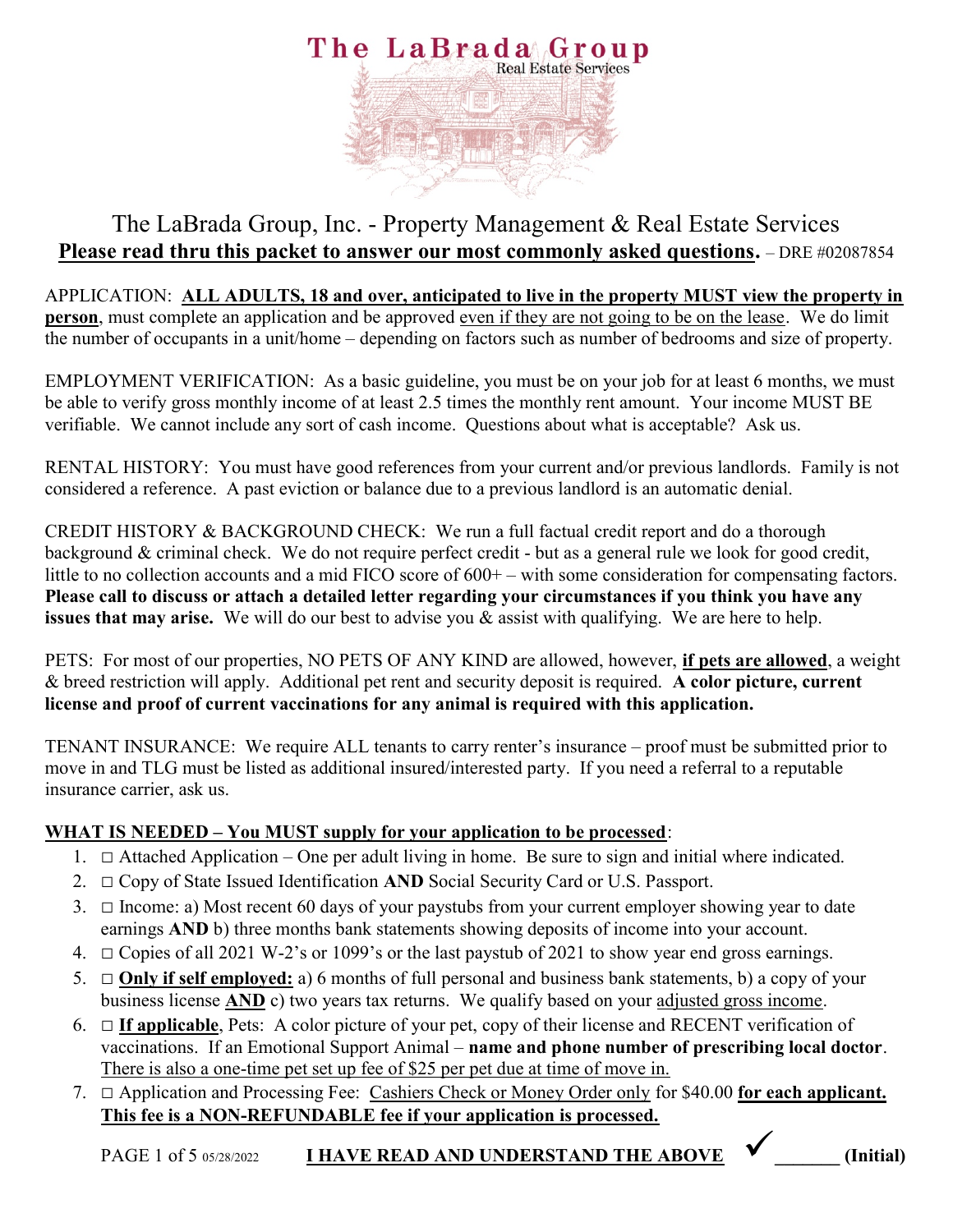# The LaBrada Group

Real Estate Services

## The LaBrada Group, Inc. - Property Management & Real Estate Services

**Please read thru this packet to answer our most commonly asked questions.** – DRE #02087854

APPLICATION: **ALL ADULTS, 18 and over, anticipated to live in the property MUST view the property in person**, must complete an application and be approved even if they are not going to be on the lease. We do limit the number of occupants in a unit/home – depending on factors such as number of bedrooms and size of property.

EMPLOYMENT VERIFICATION: As a basic guideline, you must be on your job for at least 6 months, we must be able to verify gross monthly income of at least 2.5 times the monthly rent amount. Your income MUST BE verifiable. We cannot include any sort of cash income. Questions about what is acceptable? Ask us.

RENTAL HISTORY: You must have good references from your current and/or previous landlords. Family is not considered a reference. A past eviction or balance due to a previous landlord is an automatic denial.

CREDIT HISTORY & BACKGROUND CHECK: We run a full factual credit report and do a thorough background & criminal check. We do not require perfect credit - but as a general rule we look for good credit, little to no collection accounts and a mid FICO score of 600+ – with some consideration for compensating factors. **Please call to discuss or attach a detailed letter regarding your circumstances if you think you have any issues that may arise.** We will do our best to advise you & assist with qualifying. We are here to help.

PETS: For most of our properties, NO PETS OF ANY KIND are allowed, however, **if pets are allowed**, a weight & breed restriction will apply. Additional pet rent and security deposit is required. **A color picture, current license and proof of current vaccinations for any animal is required with this application.**

TENANT INSURANCE: We require ALL tenants to carry renter's insurance – proof must be submitted prior to move in and TLG must be listed as additional insured/interested party. If you need a referral to a reputable insurance carrier, ask us.

**WHAT IS NEEDED – You MUST supply for your application to be processed**:

1. □ Attached Application – One per adult living in home. Be sure to sign and initial where indicated.
2. □ Copy of State Issued Identification **AND** Social Security Card or U.S. Passport.
3. □ Income: a) Most recent 60 days of your paystubs from your current employer showing year to date earnings **AND** b) three months bank statements showing deposits of income into your account.
4. □ Copies of all 2021 W-2's or 1099's or the last paystub of 2021 to show year end gross earnings.
5. □ **Only if self employed:** a) 6 months of full personal and business bank statements, b) a copy of your business license **AND** c) two years tax returns. We qualify based on your adjusted gross income.
6. □ **If applicable**, Pets: A color picture of your pet, copy of their license and RECENT verification of vaccinations. If an Emotional Support Animal – **name and phone number of prescribing local doctor**. There is also a one-time pet set up fee of $25 per pet due at time of move in.
7. □ Application and Processing Fee: Cashiers Check or Money Order only for $40.00 **for each applicant. This fee is a NON-REFUNDABLE fee if your application is processed.**

05/28/2022 **I HAVE READ AND UNDERSTAND THE ABOVE** ✓ _______ **(Initial)**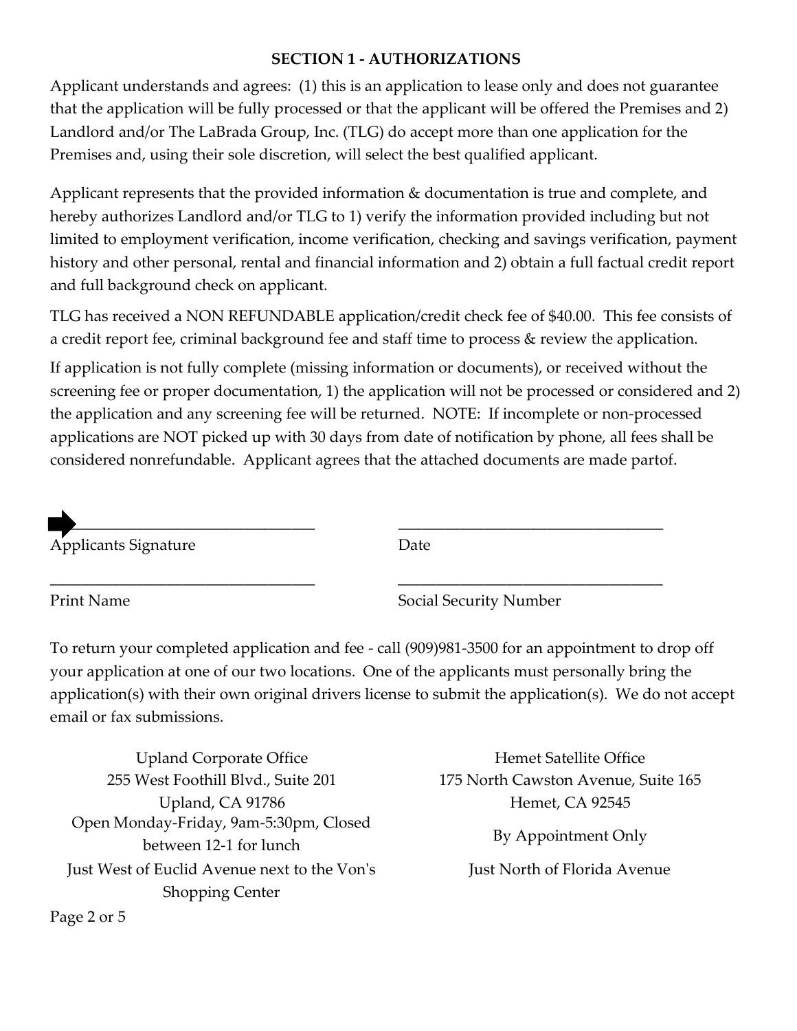## SECTION 1 - AUTHORIZATIONS

Applicant understands and agrees: (1) this is an application to lease only and does not guarantee that the application will be fully processed or that the applicant will be offered the Premises and 2) Landlord and/or The LaBrada Group, Inc. (TLG) do accept more than one application for the Premises and, using their sole discretion, will select the best qualified applicant.

Applicant represents that the provided information & documentation is true and complete, and hereby authorizes Landlord and/or TLG to 1) verify the information provided including but not limited to employment verification, income verification, checking and savings verification, payment history and other personal, rental and financial information and 2) obtain a full factual credit report and full background check on applicant.

TLG has received a NON REFUNDABLE application/credit check fee of $40.00. This fee consists of a credit report fee, criminal background fee and staff time to process & review the application.

If application is not fully complete (missing information or documents), or received without the screening fee or proper documentation, 1) the application will not be processed or considered and 2) the application and any screening fee will be returned. NOTE: If incomplete or non-processed applications are NOT picked up with 30 days from date of notification by phone, all fees shall be considered nonrefundable. Applicant agrees that the attached documents are made partof.

➡________________________________ ________________________________

Applicants Signature Date

________________________________ ________________________________

Print Name Social Security Number

To return your completed application and fee - call (909)981-3500 for an appointment to drop off your application at one of our two locations. One of the applicants must personally bring the application(s) with their own original drivers license to submit the application(s). We do not accept email or fax submissions.

Upland Corporate Office
255 West Foothill Blvd., Suite 201
Upland, CA 91786
Open Monday-Friday, 9am-5:30pm, Closed between 12-1 for lunch
Just West of Euclid Avenue next to the Von's Shopping Center

Hemet Satellite Office
175 North Cawston Avenue, Suite 165
Hemet, CA 92545
By Appointment Only
Just North of Florida Avenue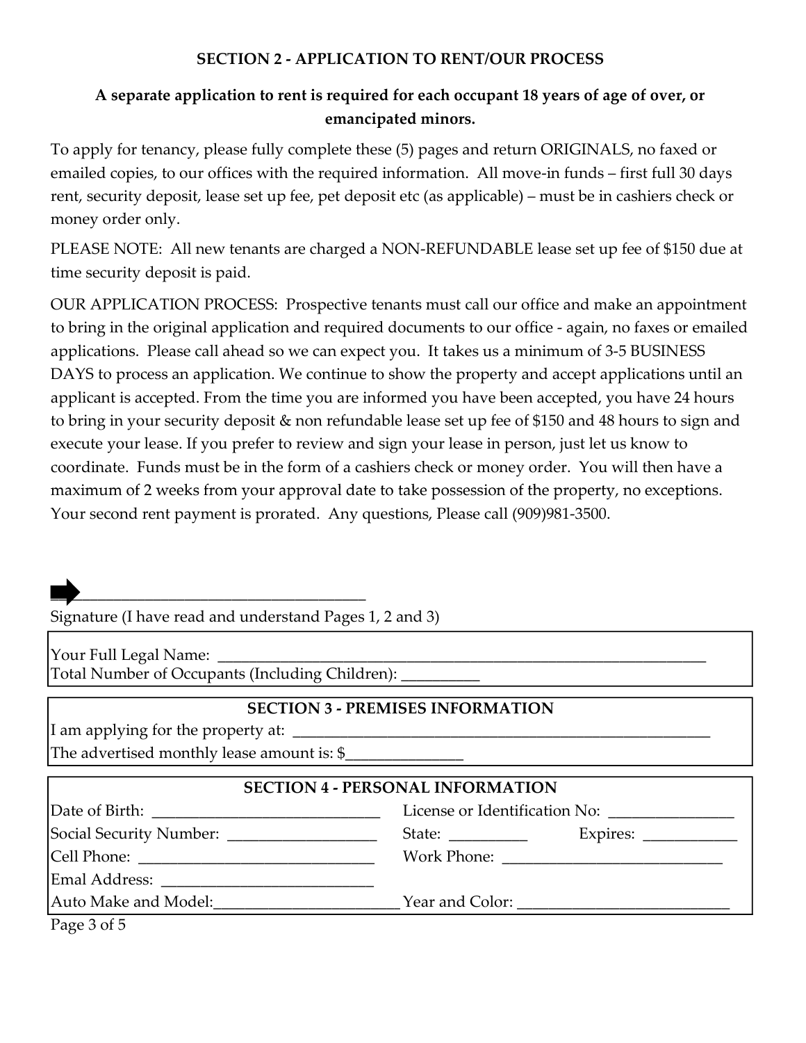## SECTION 2 - APPLICATION TO RENT/OUR PROCESS

**A separate application to rent is required for each occupant 18 years of age of over, or emancipated minors.**

To apply for tenancy, please fully complete these (5) pages and return ORIGINALS, no faxed or emailed copies, to our offices with the required information. All move-in funds – first full 30 days rent, security deposit, lease set up fee, pet deposit etc (as applicable) – must be in cashiers check or money order only.

PLEASE NOTE: All new tenants are charged a NON-REFUNDABLE lease set up fee of $150 due at time security deposit is paid.

OUR APPLICATION PROCESS: Prospective tenants must call our office and make an appointment to bring in the original application and required documents to our office - again, no faxes or emailed applications. Please call ahead so we can expect you. It takes us a minimum of 3-5 BUSINESS DAYS to process an application. We continue to show the property and accept applications until an applicant is accepted. From the time you are informed you have been accepted, you have 24 hours to bring in your security deposit & non refundable lease set up fee of $150 and 48 hours to sign and execute your lease. If you prefer to review and sign your lease in person, just let us know to coordinate. Funds must be in the form of a cashiers check or money order. You will then have a maximum of 2 weeks from your approval date to take possession of the property, no exceptions. Your second rent payment is prorated. Any questions, Please call (909)981-3500.

➡ ______________________________________

Signature (I have read and understand Pages 1, 2 and 3)

Your Full Legal Name: ______________________________________________________________

Total Number of Occupants (Including Children): __________

## SECTION 3 - PREMISES INFORMATION

I am applying for the property at: ____________________________________________________

The advertised monthly lease amount is: $_______________

## SECTION 4 - PERSONAL INFORMATION

Date of Birth: ______________________________ License or Identification No: ________________

Social Security Number: ___________________ State: __________ Expires: _____________

Cell Phone: ______________________________ Work Phone: ____________________________

Emal Address: ___________________________

Auto Make and Model:________________________ Year and Color: ___________________________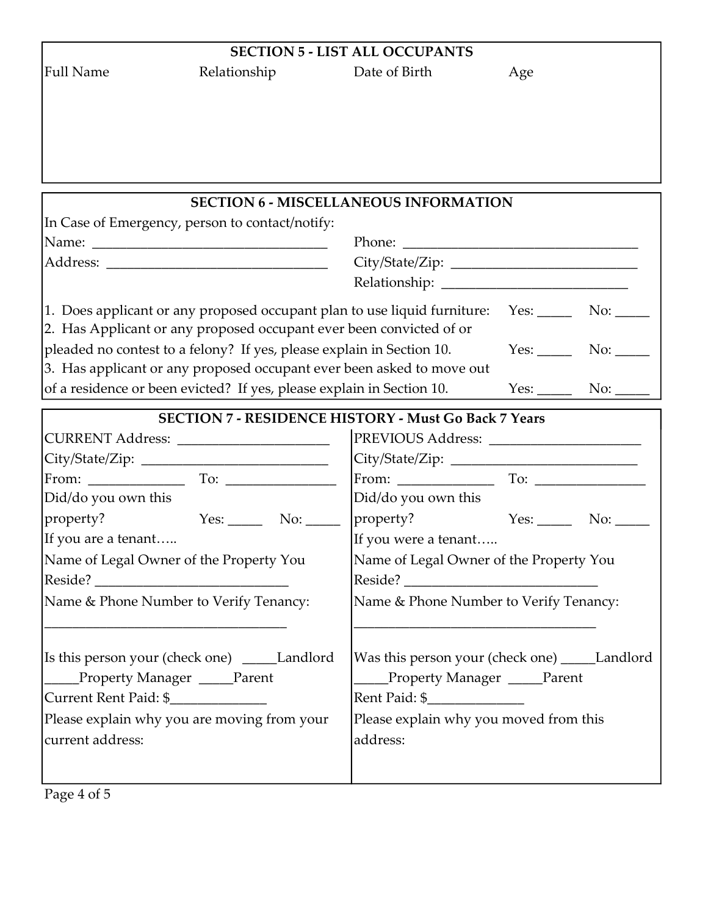## SECTION 5 - LIST ALL OCCUPANTS

| Full Name | Relationship | Date of Birth | Age |
|---|---|---|---|
| | | | |

## SECTION 6 - MISCELLANEOUS INFORMATION

In Case of Emergency, person to contact/notify:

Name: ________________________________ Phone: ________________________________

Address: ______________________________ City/State/Zip: __________________________

Relationship: __________________________

1. Does applicant or any proposed occupant plan to use liquid furniture: Yes: _____ No: _____
2. Has Applicant or any proposed occupant ever been convicted of or pleaded no contest to a felony? If yes, please explain in Section 10. Yes: _____ No: _____
3. Has applicant or any proposed occupant ever been asked to move out of a residence or been evicted? If yes, please explain in Section 10. Yes: _____ No: _____

## SECTION 7 - RESIDENCE HISTORY - Must Go Back 7 Years

CURRENT Address: _____________________

City/State/Zip: _________________________

From: _____________ To: _______________

Did/do you own this property? Yes: _____ No: _____

If you are a tenant…..

Name of Legal Owner of the Property You Reside? __________________________

Name & Phone Number to Verify Tenancy:

__________________________________

Is this person your (check one) _____Landlord _____Property Manager _____Parent

Current Rent Paid: $_____________

Please explain why you are moving from your current address:

PREVIOUS Address: _____________________

City/State/Zip: _________________________

From: _____________ To: _______________

Did/do you own this property? Yes: _____ No: _____

If you were a tenant…..

Name of Legal Owner of the Property You Reside? __________________________

Name & Phone Number to Verify Tenancy:

__________________________________

Was this person your (check one) _____Landlord _____Property Manager _____Parent

Rent Paid: $_____________

Please explain why you moved from this address: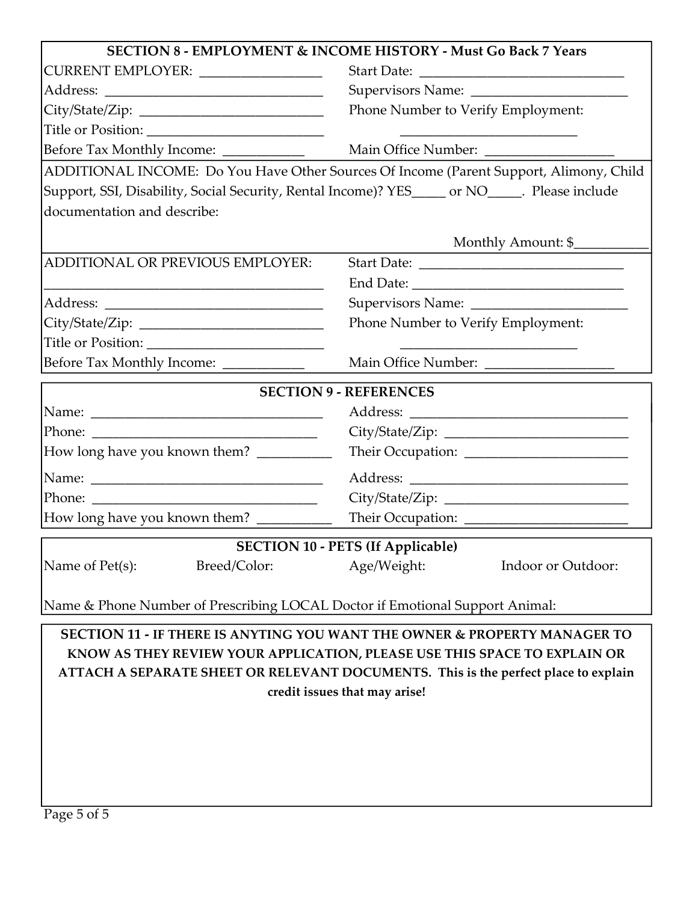## SECTION 8 - EMPLOYMENT & INCOME HISTORY - Must Go Back 7 Years

CURRENT EMPLOYER: ________________ Start Date: ____________________________

Address: ______________________________ Supervisors Name: ______________________

City/State/Zip: _________________________ Phone Number to Verify Employment:

Title or Position: ________________________ ________________________

Before Tax Monthly Income: __________ Main Office Number: _________________

ADDITIONAL INCOME: Do You Have Other Sources Of Income (Parent Support, Alimony, Child Support, SSI, Disability, Social Security, Rental Income)? YES_____ or NO_____. Please include documentation and describe:

Monthly Amount: $__________

ADDITIONAL OR PREVIOUS EMPLOYER: Start Date: ____________________________

____________________________________ End Date: ____________________________

Address: ______________________________ Supervisors Name: ______________________

City/State/Zip: _________________________ Phone Number to Verify Employment:

Title or Position: ________________________ ________________________

Before Tax Monthly Income: __________ Main Office Number: _________________

## SECTION 9 - REFERENCES

Name: ________________________________ Address: ______________________________

Phone: _______________________________ City/State/Zip: _________________________

How long have you known them? __________ Their Occupation: _____________________

Name: ________________________________ Address: ______________________________

Phone: _______________________________ City/State/Zip: _________________________

How long have you known them? __________ Their Occupation: _____________________

## SECTION 10 - PETS (If Applicable)

Name of Pet(s): Breed/Color: Age/Weight: Indoor or Outdoor:

Name & Phone Number of Prescribing LOCAL Doctor if Emotional Support Animal:

## SECTION 11 - IF THERE IS ANYTING YOU WANT THE OWNER & PROPERTY MANAGER TO KNOW AS THEY REVIEW YOUR APPLICATION, PLEASE USE THIS SPACE TO EXPLAIN OR ATTACH A SEPARATE SHEET OR RELEVANT DOCUMENTS. This is the perfect place to explain credit issues that may arise!